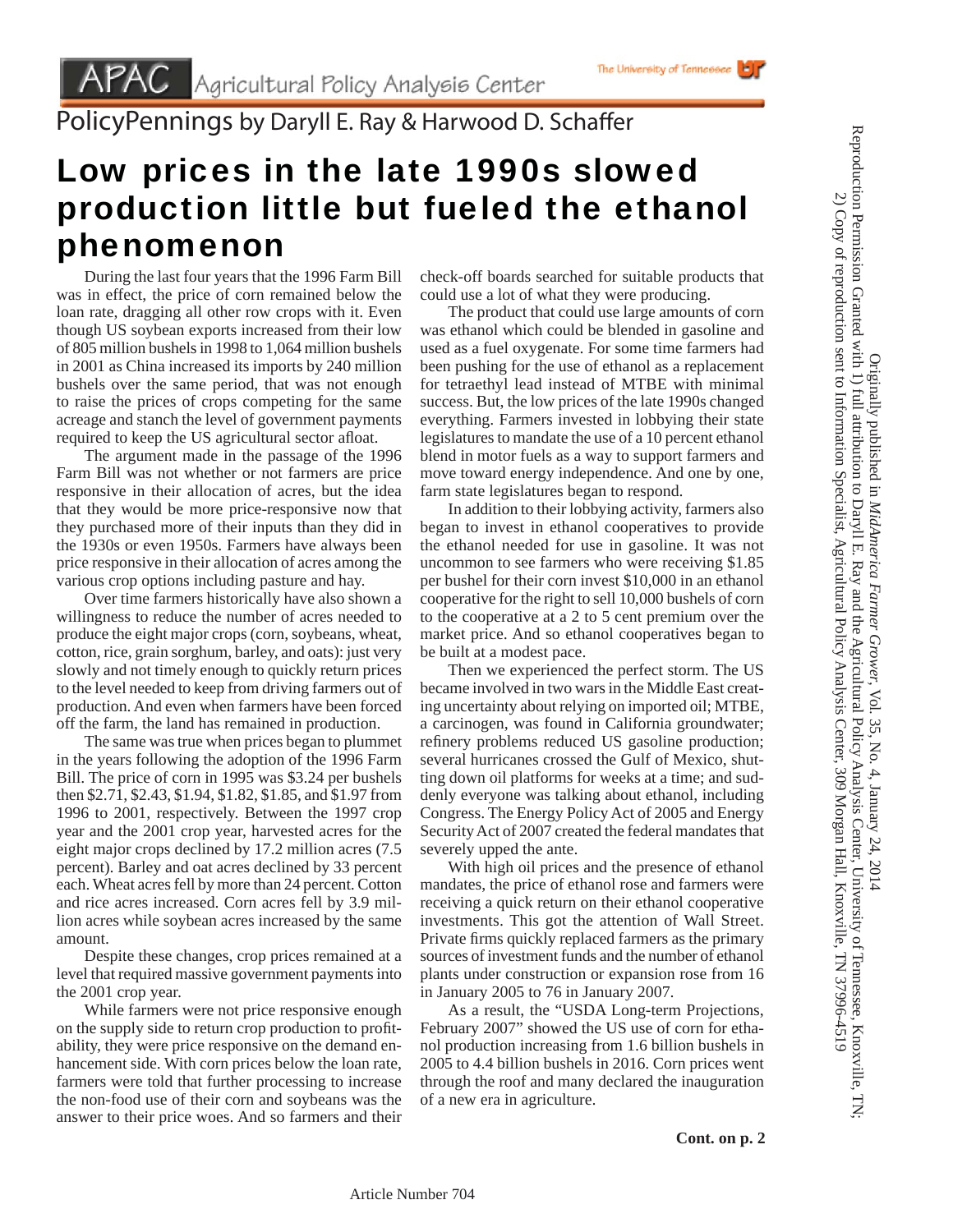APAC Agricultural Policy Analysis Center

The University of Tennessee

PolicyPennings by Daryll E. Ray & Harwood D. Schaffer

# Low prices in the late 1990s slowed production little but fueled the ethanol phenomenon

During the last four years that the 1996 Farm Bill was in effect, the price of corn remained below the loan rate, dragging all other row crops with it. Even though US soybean exports increased from their low of 805 million bushels in 1998 to 1,064 million bushels in 2001 as China increased its imports by 240 million bushels over the same period, that was not enough to raise the prices of crops competing for the same acreage and stanch the level of government payments required to keep the US agricultural sector afloat.

The argument made in the passage of the 1996 Farm Bill was not whether or not farmers are price responsive in their allocation of acres, but the idea that they would be more price-responsive now that they purchased more of their inputs than they did in the 1930s or even 1950s. Farmers have always been price responsive in their allocation of acres among the various crop options including pasture and hay.

Over time farmers historically have also shown a willingness to reduce the number of acres needed to produce the eight major crops (corn, soybeans, wheat, cotton, rice, grain sorghum, barley, and oats): just very slowly and not timely enough to quickly return prices to the level needed to keep from driving farmers out of production. And even when farmers have been forced off the farm, the land has remained in production.

The same was true when prices began to plummet in the years following the adoption of the 1996 Farm Bill. The price of corn in 1995 was $3.24 per bushels then $2.71, $2.43, $1.94, $1.82, $1.85, and $1.97 from 1996 to 2001, respectively. Between the 1997 crop year and the 2001 crop year, harvested acres for the eight major crops declined by 17.2 million acres (7.5 percent). Barley and oat acres declined by 33 percent each. Wheat acres fell by more than 24 percent. Cotton and rice acres increased. Corn acres fell by 3.9 million acres while soybean acres increased by the same amount.

Despite these changes, crop prices remained at a level that required massive government payments into the 2001 crop year.

While farmers were not price responsive enough on the supply side to return crop production to profitability, they were price responsive on the demand enhancement side. With corn prices below the loan rate, farmers were told that further processing to increase the non-food use of their corn and soybeans was the answer to their price woes. And so farmers and their check-off boards searched for suitable products that could use a lot of what they were producing.

The product that could use large amounts of corn was ethanol which could be blended in gasoline and used as a fuel oxygenate. For some time farmers had been pushing for the use of ethanol as a replacement for tetraethyl lead instead of MTBE with minimal success. But, the low prices of the late 1990s changed everything. Farmers invested in lobbying their state legislatures to mandate the use of a 10 percent ethanol blend in motor fuels as a way to support farmers and move toward energy independence. And one by one, farm state legislatures began to respond.

In addition to their lobbying activity, farmers also began to invest in ethanol cooperatives to provide the ethanol needed for use in gasoline. It was not uncommon to see farmers who were receiving $1.85 per bushel for their corn invest $10,000 in an ethanol cooperative for the right to sell 10,000 bushels of corn to the cooperative at a 2 to 5 cent premium over the market price. And so ethanol cooperatives began to be built at a modest pace.

Then we experienced the perfect storm. The US became involved in two wars in the Middle East creating uncertainty about relying on imported oil; MTBE, a carcinogen, was found in California groundwater; refinery problems reduced US gasoline production; several hurricanes crossed the Gulf of Mexico, shutting down oil platforms for weeks at a time; and suddenly everyone was talking about ethanol, including Congress. The Energy Policy Act of 2005 and Energy Security Act of 2007 created the federal mandates that severely upped the ante.

With high oil prices and the presence of ethanol mandates, the price of ethanol rose and farmers were receiving a quick return on their ethanol cooperative investments. This got the attention of Wall Street. Private firms quickly replaced farmers as the primary sources of investment funds and the number of ethanol plants under construction or expansion rose from 16 in January 2005 to 76 in January 2007.

As a result, the "USDA Long-term Projections, February 2007" showed the US use of corn for ethanol production increasing from 1.6 billion bushels in 2005 to 4.4 billion bushels in 2016. Corn prices went through the roof and many declared the inauguration of a new era in agriculture.

**Cont. on p. 2**

Article Number 704

Originally published in *MidAmerica Farmer Grower*, Vol. 35, No. 4, January 24, 2014
Reproduction Permission Granted with 1) full attribution to Daryll E. Ray and the Agricultural Policy Analysis Center, University of Tennessee, Knoxville, TN;
2) Copy of reproduction sent to Information Specialist, Agricultural Policy Analysis Center, 309 Morgan Hall, Knoxville, TN 37996-4519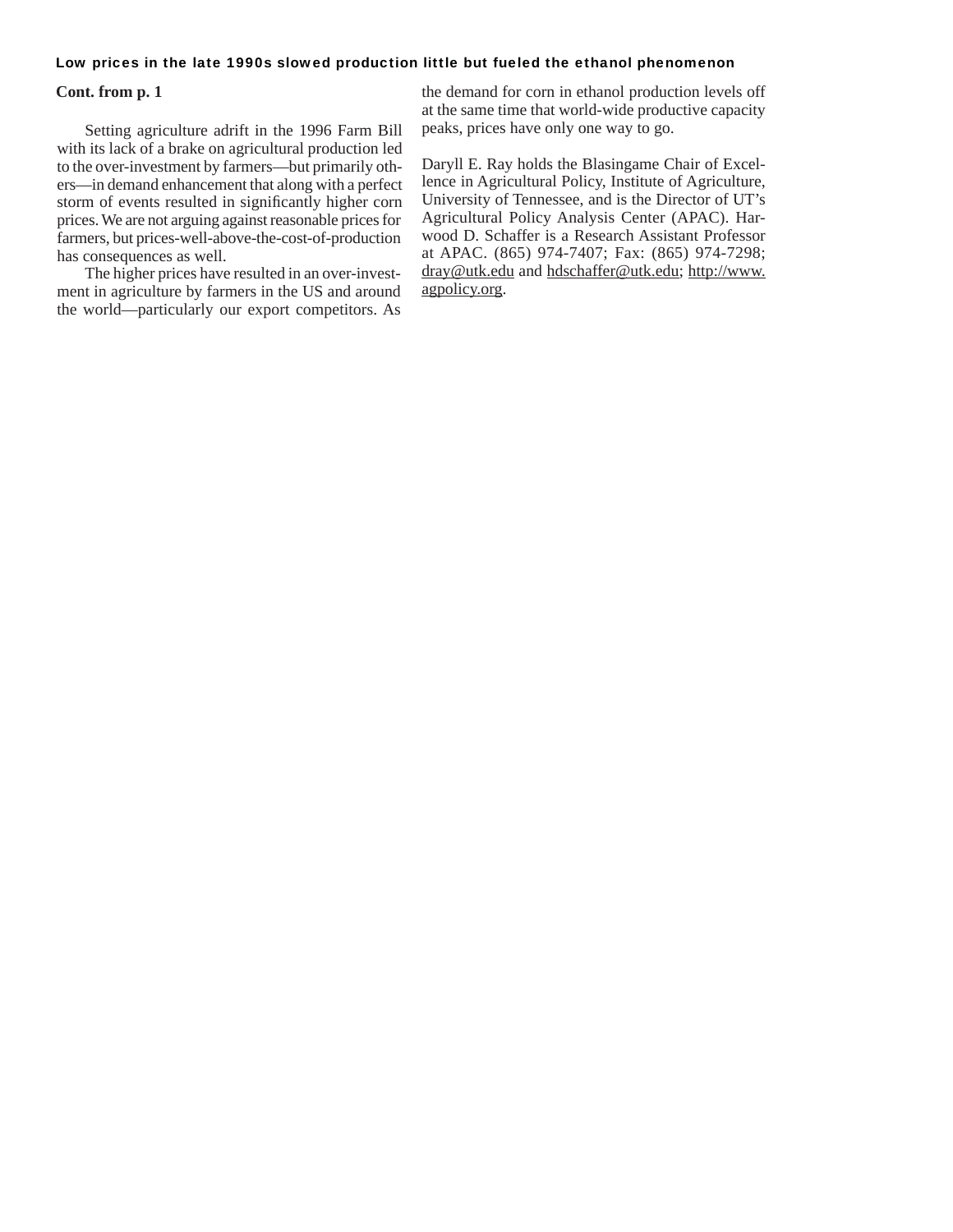### Low prices in the late 1990s slowed production little but fueled the ethanol phenomenon

**Cont. from p. 1**

Setting agriculture adrift in the 1996 Farm Bill with its lack of a brake on agricultural production led to the over-investment by farmers—but primarily others—in demand enhancement that along with a perfect storm of events resulted in significantly higher corn prices. We are not arguing against reasonable prices for farmers, but prices-well-above-the-cost-of-production has consequences as well.

The higher prices have resulted in an over-investment in agriculture by farmers in the US and around the world—particularly our export competitors. As the demand for corn in ethanol production levels off at the same time that world-wide productive capacity peaks, prices have only one way to go.

Daryll E. Ray holds the Blasingame Chair of Excellence in Agricultural Policy, Institute of Agriculture, University of Tennessee, and is the Director of UT's Agricultural Policy Analysis Center (APAC). Harwood D. Schaffer is a Research Assistant Professor at APAC. (865) 974-7407; Fax: (865) 974-7298; dray@utk.edu and hdschaffer@utk.edu; http://www.agpolicy.org.